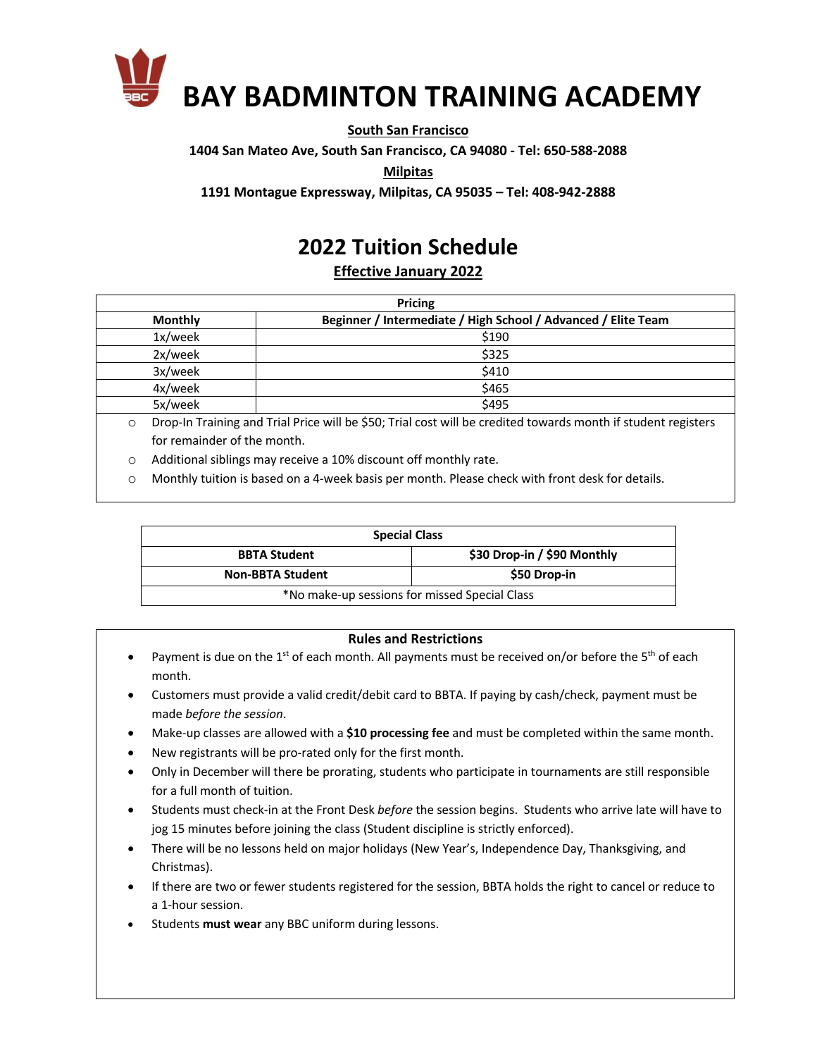# BAY BADMINTON TRAINING ACADEMY

**South San Francisco**

**1404 San Mateo Ave, South San Francisco, CA 94080 - Tel: 650-588-2088**

**Milpitas**

**1191 Montague Expressway, Milpitas, CA 95035 – Tel: 408-942-2888**

## 2022 Tuition Schedule

**Effective January 2022**

| Pricing | |
|---|---|
| **Monthly** | **Beginner / Intermediate / High School / Advanced / Elite Team** |
| 1x/week | $190 |
| 2x/week | $325 |
| 3x/week | $410 |
| 4x/week | $465 |
| 5x/week | $495 |

- Drop-In Training and Trial Price will be $50; Trial cost will be credited towards month if student registers for remainder of the month.
- Additional siblings may receive a 10% discount off monthly rate.
- Monthly tuition is based on a 4-week basis per month. Please check with front desk for details.

| Special Class | |
|---|---|
| **BBTA Student** | **$30 Drop-in / $90 Monthly** |
| **Non-BBTA Student** | **$50 Drop-in** |
| *No make-up sessions for missed Special Class | |

**Rules and Restrictions**

- Payment is due on the 1st of each month. All payments must be received on/or before the 5th of each month.
- Customers must provide a valid credit/debit card to BBTA. If paying by cash/check, payment must be made *before the session*.
- Make-up classes are allowed with a **$10 processing fee** and must be completed within the same month.
- New registrants will be pro-rated only for the first month.
- Only in December will there be prorating, students who participate in tournaments are still responsible for a full month of tuition.
- Students must check-in at the Front Desk *before* the session begins. Students who arrive late will have to jog 15 minutes before joining the class (Student discipline is strictly enforced).
- There will be no lessons held on major holidays (New Year's, Independence Day, Thanksgiving, and Christmas).
- If there are two or fewer students registered for the session, BBTA holds the right to cancel or reduce to a 1-hour session.
- Students **must wear** any BBC uniform during lessons.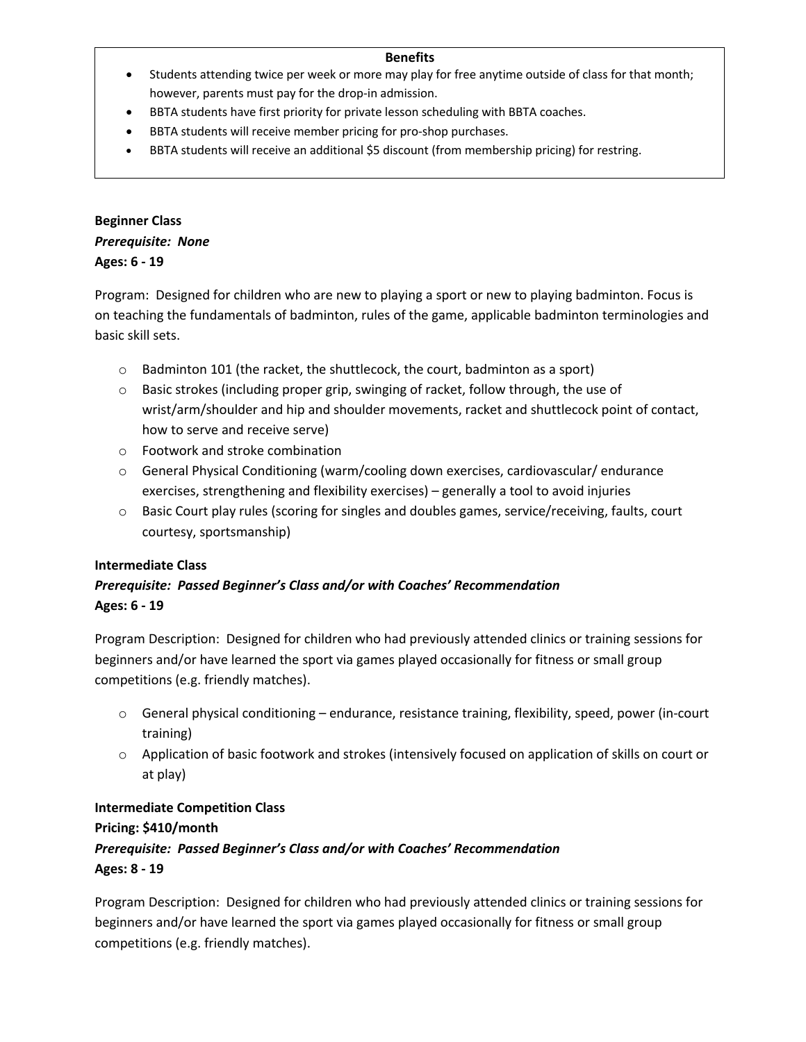**Benefits**

- Students attending twice per week or more may play for free anytime outside of class for that month; however, parents must pay for the drop-in admission.
- BBTA students have first priority for private lesson scheduling with BBTA coaches.
- BBTA students will receive member pricing for pro-shop purchases.
- BBTA students will receive an additional $5 discount (from membership pricing) for restring.

**Beginner Class**
***Prerequisite: None***
**Ages: 6 - 19**

Program: Designed for children who are new to playing a sport or new to playing badminton. Focus is on teaching the fundamentals of badminton, rules of the game, applicable badminton terminologies and basic skill sets.

- Badminton 101 (the racket, the shuttlecock, the court, badminton as a sport)
- Basic strokes (including proper grip, swinging of racket, follow through, the use of wrist/arm/shoulder and hip and shoulder movements, racket and shuttlecock point of contact, how to serve and receive serve)
- Footwork and stroke combination
- General Physical Conditioning (warm/cooling down exercises, cardiovascular/ endurance exercises, strengthening and flexibility exercises) – generally a tool to avoid injuries
- Basic Court play rules (scoring for singles and doubles games, service/receiving, faults, court courtesy, sportsmanship)

**Intermediate Class**
***Prerequisite: Passed Beginner's Class and/or with Coaches' Recommendation***
**Ages: 6 - 19**

Program Description: Designed for children who had previously attended clinics or training sessions for beginners and/or have learned the sport via games played occasionally for fitness or small group competitions (e.g. friendly matches).

- General physical conditioning – endurance, resistance training, flexibility, speed, power (in-court training)
- Application of basic footwork and strokes (intensively focused on application of skills on court or at play)

**Intermediate Competition Class**
**Pricing: $410/month**
***Prerequisite: Passed Beginner's Class and/or with Coaches' Recommendation***
**Ages: 8 - 19**

Program Description: Designed for children who had previously attended clinics or training sessions for beginners and/or have learned the sport via games played occasionally for fitness or small group competitions (e.g. friendly matches).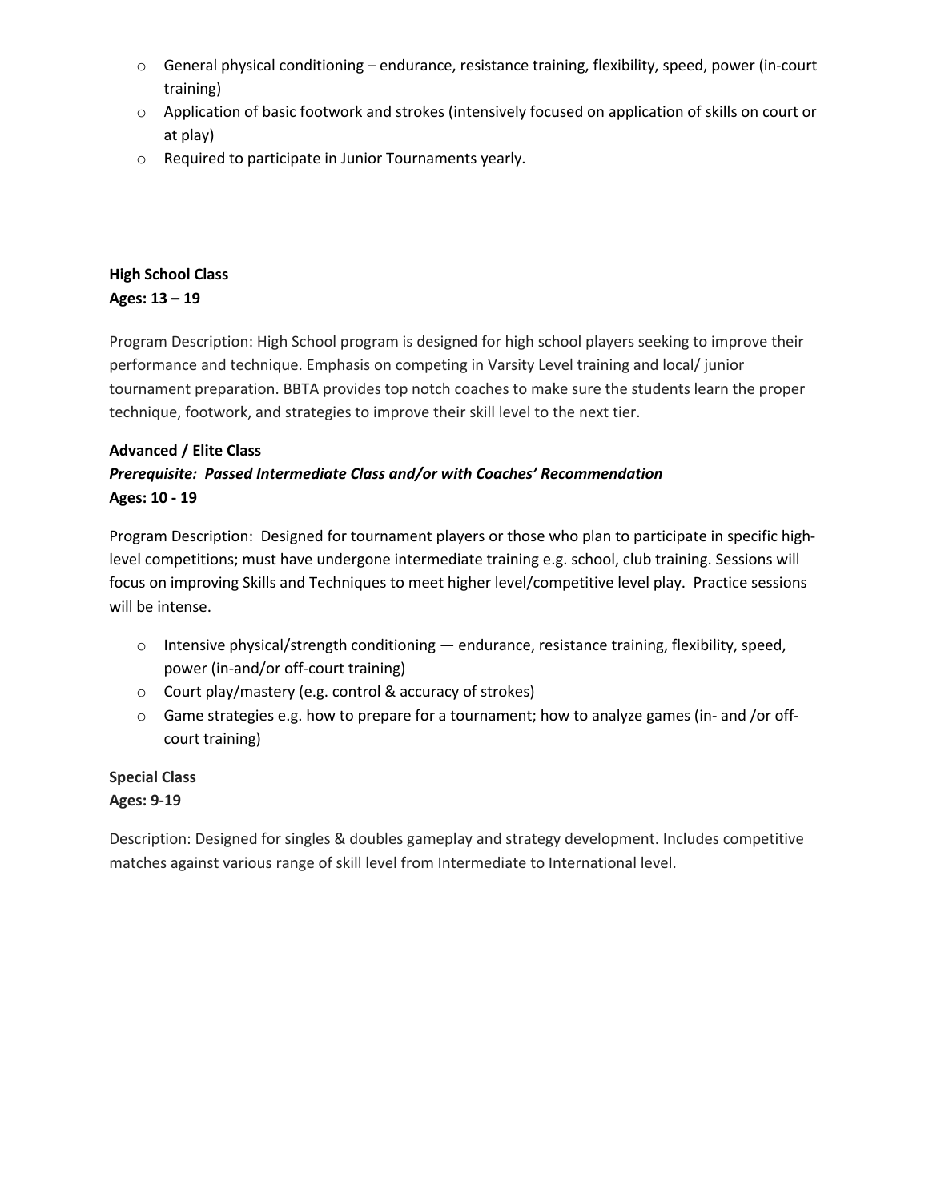- General physical conditioning – endurance, resistance training, flexibility, speed, power (in-court training)
- Application of basic footwork and strokes (intensively focused on application of skills on court or at play)
- Required to participate in Junior Tournaments yearly.

**High School Class**
**Ages: 13 – 19**

Program Description: High School program is designed for high school players seeking to improve their performance and technique. Emphasis on competing in Varsity Level training and local/ junior tournament preparation. BBTA provides top notch coaches to make sure the students learn the proper technique, footwork, and strategies to improve their skill level to the next tier.

**Advanced / Elite Class**
***Prerequisite: Passed Intermediate Class and/or with Coaches' Recommendation***
**Ages: 10 - 19**

Program Description: Designed for tournament players or those who plan to participate in specific high-level competitions; must have undergone intermediate training e.g. school, club training. Sessions will focus on improving Skills and Techniques to meet higher level/competitive level play. Practice sessions will be intense.

- Intensive physical/strength conditioning — endurance, resistance training, flexibility, speed, power (in-and/or off-court training)
- Court play/mastery (e.g. control & accuracy of strokes)
- Game strategies e.g. how to prepare for a tournament; how to analyze games (in- and /or off-court training)

**Special Class**
**Ages: 9-19**

Description: Designed for singles & doubles gameplay and strategy development. Includes competitive matches against various range of skill level from Intermediate to International level.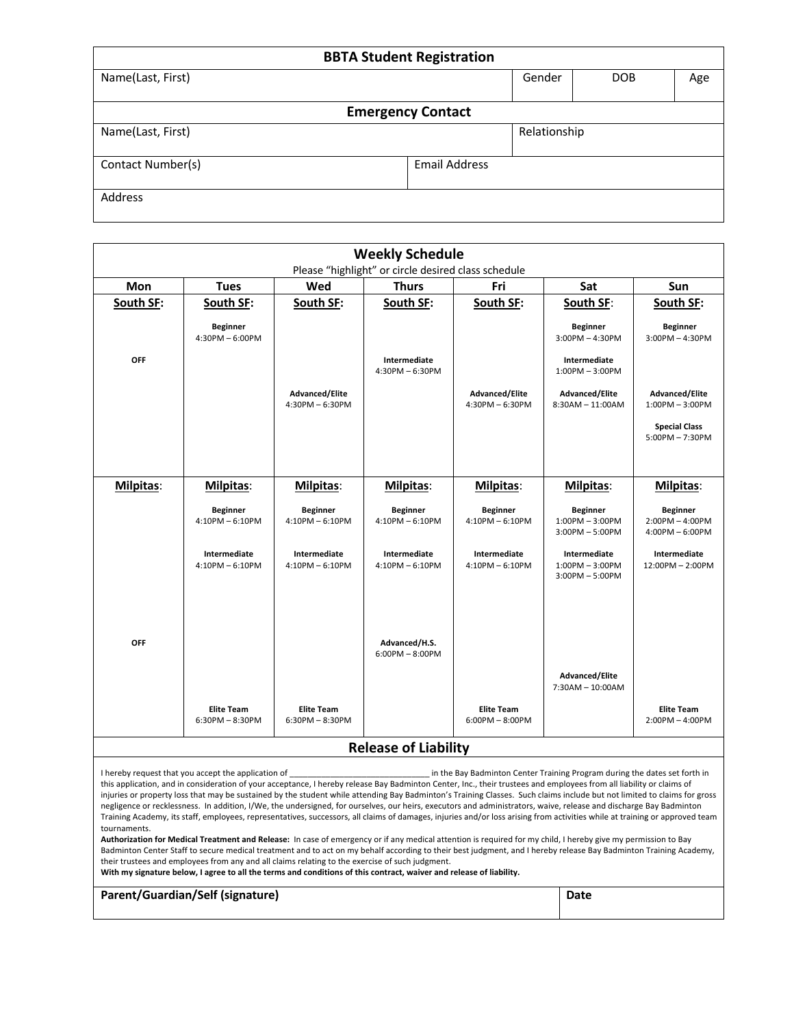## BBTA Student Registration

| Name(Last, First) | Gender | DOB | Age |
|---|---|---|---|
| | | | |

## Emergency Contact

| Name(Last, First) | | Relationship |
|---|---|---|
| Contact Number(s) | Email Address | |
| Address | | |

## Weekly Schedule

Please "highlight" or circle desired class schedule

| Mon | Tues | Wed | Thurs | Fri | Sat | Sun |
|---|---|---|---|---|---|---|
| **South SF:** | **South SF:** | **South SF:** | **South SF:** | **South SF:** | **South SF:** | **South SF:** |
| | **Beginner** 4:30PM – 6:00PM | | | | **Beginner** 3:00PM – 4:30PM | **Beginner** 3:00PM – 4:30PM |
| **OFF** | | | **Intermediate** 4:30PM – 6:30PM | | **Intermediate** 1:00PM – 3:00PM | |
| | | **Advanced/Elite** 4:30PM – 6:30PM | | **Advanced/Elite** 4:30PM – 6:30PM | **Advanced/Elite** 8:30AM – 11:00AM | **Advanced/Elite** 1:00PM – 3:00PM |
| | | | | | | **Special Class** 5:00PM – 7:30PM |
| **Milpitas:** | **Milpitas:** | **Milpitas:** | **Milpitas:** | **Milpitas:** | **Milpitas:** | **Milpitas:** |
| | **Beginner** 4:10PM – 6:10PM | **Beginner** 4:10PM – 6:10PM | **Beginner** 4:10PM – 6:10PM | **Beginner** 4:10PM – 6:10PM | **Beginner** 1:00PM – 3:00PM 3:00PM – 5:00PM | **Beginner** 2:00PM – 4:00PM 4:00PM – 6:00PM |
| | **Intermediate** 4:10PM – 6:10PM | **Intermediate** 4:10PM – 6:10PM | **Intermediate** 4:10PM – 6:10PM | **Intermediate** 4:10PM – 6:10PM | **Intermediate** 1:00PM – 3:00PM 3:00PM – 5:00PM | **Intermediate** 12:00PM – 2:00PM |
| **OFF** | | | **Advanced/H.S.** 6:00PM – 8:00PM | | | |
| | | | | | **Advanced/Elite** 7:30AM – 10:00AM | |
| | **Elite Team** 6:30PM – 8:30PM | **Elite Team** 6:30PM – 8:30PM | | **Elite Team** 6:00PM – 8:00PM | | **Elite Team** 2:00PM – 4:00PM |

## Release of Liability

I hereby request that you accept the application of _______________________________ in the Bay Badminton Center Training Program during the dates set forth in this application, and in consideration of your acceptance, I hereby release Bay Badminton Center, Inc., their trustees and employees from all liability or claims of injuries or property loss that may be sustained by the student while attending Bay Badminton's Training Classes. Such claims include but not limited to claims for gross negligence or recklessness. In addition, I/We, the undersigned, for ourselves, our heirs, executors and administrators, waive, release and discharge Bay Badminton Training Academy, its staff, employees, representatives, successors, all claims of damages, injuries and/or loss arising from activities while at training or approved team tournaments.

**Authorization for Medical Treatment and Release:** In case of emergency or if any medical attention is required for my child, I hereby give my permission to Bay Badminton Center Staff to secure medical treatment and to act on my behalf according to their best judgment, and I hereby release Bay Badminton Training Academy, their trustees and employees from any and all claims relating to the exercise of such judgment.

**With my signature below, I agree to all the terms and conditions of this contract, waiver and release of liability.**

| **Parent/Guardian/Self (signature)** | **Date** |
|---|---|
| | |